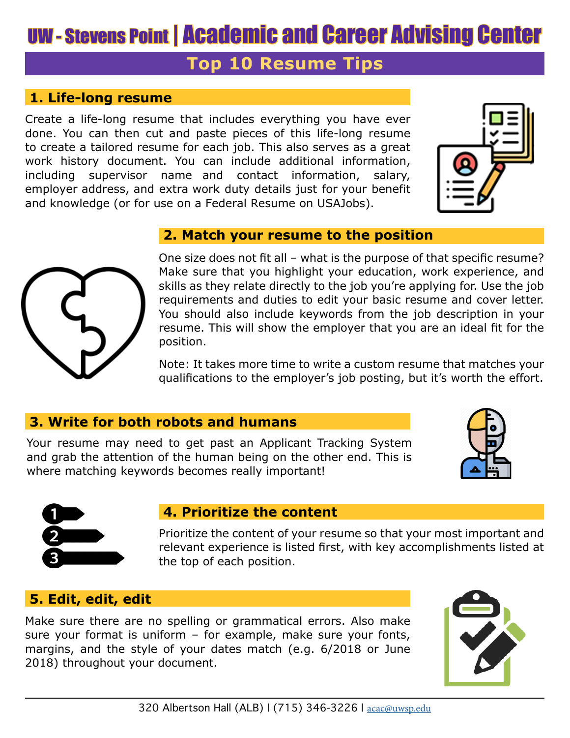# UW - Stevens Point | Academic and Career Advising Center

## Top 10 Resume Tips

### 1. Life-long resume

Create a life-long resume that includes everything you have ever done. You can then cut and paste pieces of this life-long resume to create a tailored resume for each job. This also serves as a great work history document. You can include additional information, including supervisor name and contact information, salary, employer address, and extra work duty details just for your benefit and knowledge (or for use on a Federal Resume on USAJobs).

### 2. Match your resume to the position

One size does not fit all – what is the purpose of that specific resume? Make sure that you highlight your education, work experience, and skills as they relate directly to the job you're applying for. Use the job requirements and duties to edit your basic resume and cover letter. You should also include keywords from the job description in your resume. This will show the employer that you are an ideal fit for the position.

Note: It takes more time to write a custom resume that matches your qualifications to the employer's job posting, but it's worth the effort.

### 3. Write for both robots and humans

Your resume may need to get past an Applicant Tracking System and grab the attention of the human being on the other end. This is where matching keywords becomes really important!

### 4. Prioritize the content

Prioritize the content of your resume so that your most important and relevant experience is listed first, with key accomplishments listed at the top of each position.

### 5. Edit, edit, edit

Make sure there are no spelling or grammatical errors. Also make sure your format is uniform – for example, make sure your fonts, margins, and the style of your dates match (e.g. 6/2018 or June 2018) throughout your document.

320 Albertson Hall (ALB) | (715) 346-3226 | acac@uwsp.edu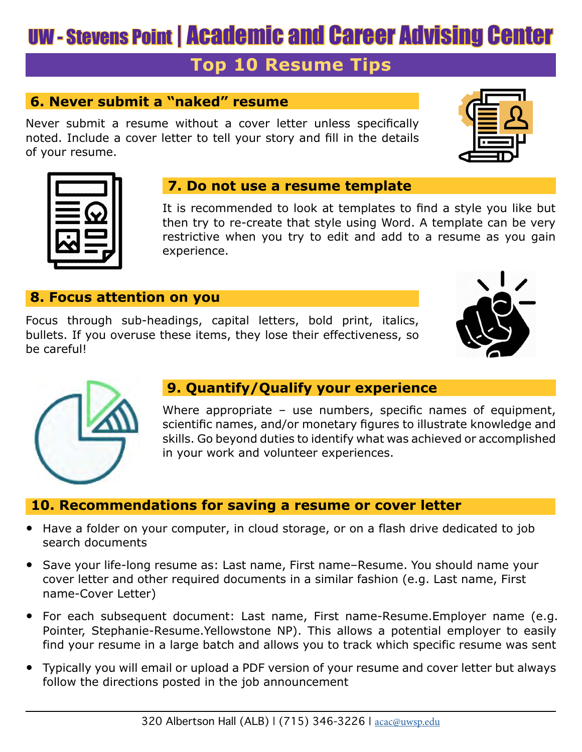# UW - Stevens Point | Academic and Career Advising Center

## Top 10 Resume Tips

### 6. Never submit a "naked" resume

Never submit a resume without a cover letter unless specifically noted. Include a cover letter to tell your story and fill in the details of your resume.

### 7. Do not use a resume template

It is recommended to look at templates to find a style you like but then try to re-create that style using Word. A template can be very restrictive when you try to edit and add to a resume as you gain experience.

### 8. Focus attention on you

Focus through sub-headings, capital letters, bold print, italics, bullets. If you overuse these items, they lose their effectiveness, so be careful!

### 9. Quantify/Qualify your experience

Where appropriate – use numbers, specific names of equipment, scientific names, and/or monetary figures to illustrate knowledge and skills. Go beyond duties to identify what was achieved or accomplished in your work and volunteer experiences.

### 10. Recommendations for saving a resume or cover letter

- Have a folder on your computer, in cloud storage, or on a flash drive dedicated to job search documents
- Save your life-long resume as: Last name, First name–Resume. You should name your cover letter and other required documents in a similar fashion (e.g. Last name, First name-Cover Letter)
- For each subsequent document: Last name, First name-Resume.Employer name (e.g. Pointer, Stephanie-Resume.Yellowstone NP). This allows a potential employer to easily find your resume in a large batch and allows you to track which specific resume was sent
- Typically you will email or upload a PDF version of your resume and cover letter but always follow the directions posted in the job announcement

320 Albertson Hall (ALB) | (715) 346-3226 | acac@uwsp.edu